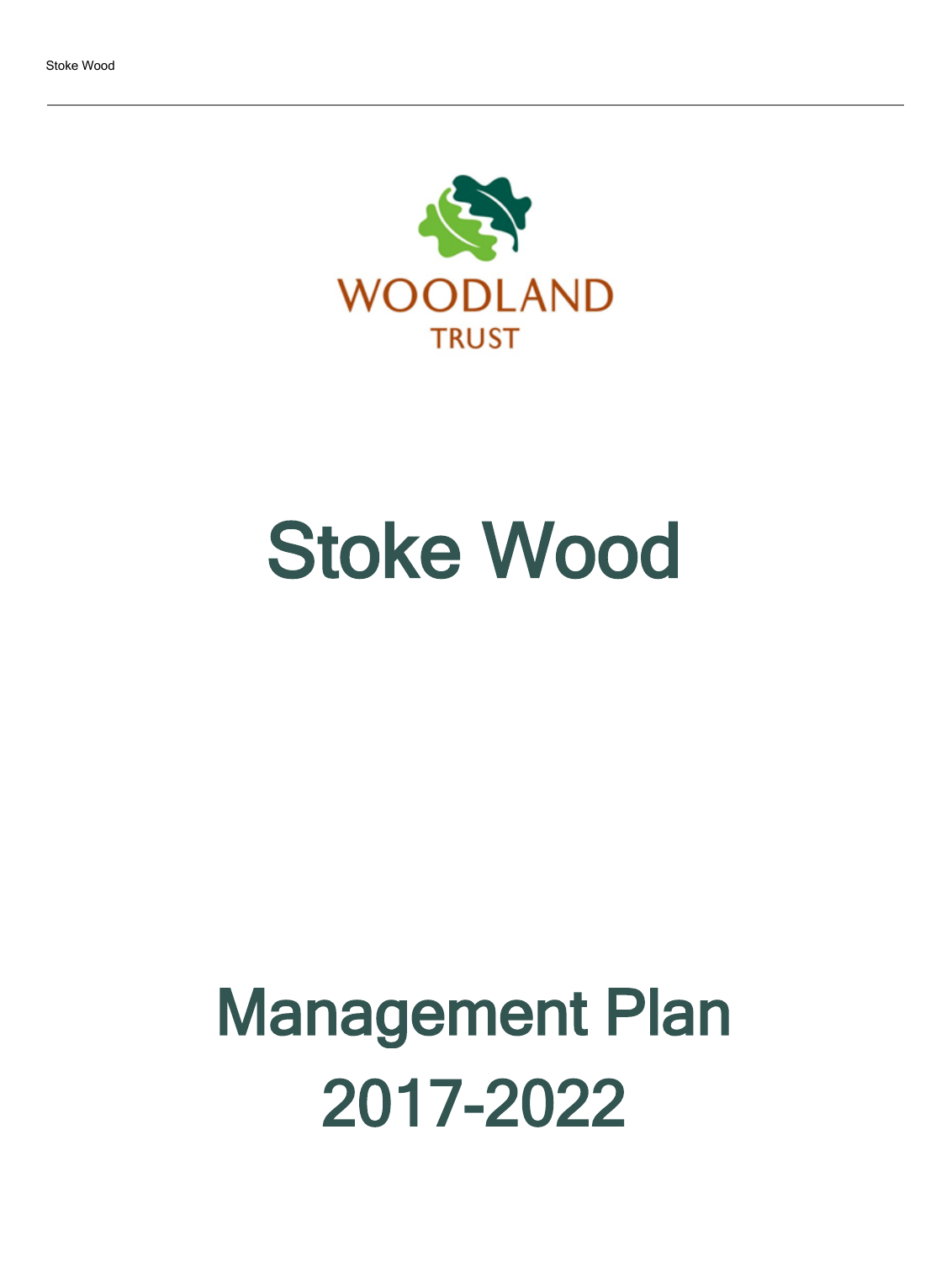WOODLAND TRUST

# Stoke Wood

# Management Plan 2017-2022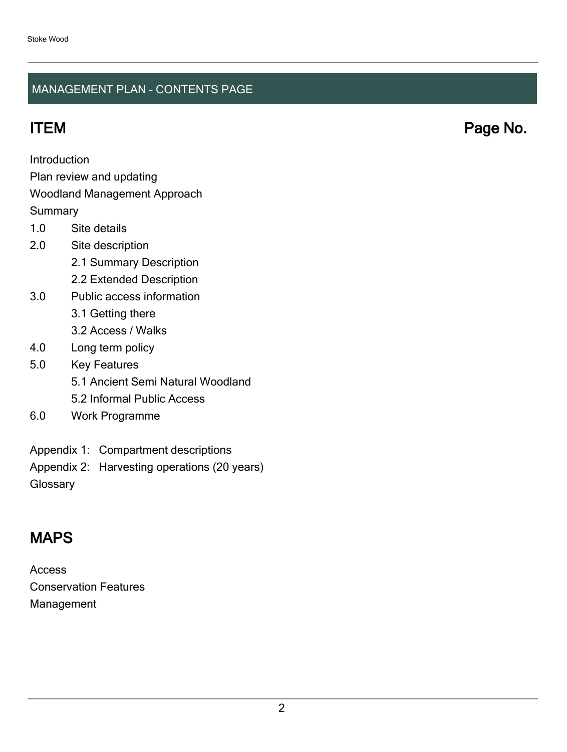## MANAGEMENT PLAN - CONTENTS PAGE

## ITEM Page No.

Introduction
Plan review and updating
Woodland Management Approach
Summary

1.0 Site details
2.0 Site description
    2.1 Summary Description
    2.2 Extended Description
3.0 Public access information
    3.1 Getting there
    3.2 Access / Walks
4.0 Long term policy
5.0 Key Features
    5.1 Ancient Semi Natural Woodland
    5.2 Informal Public Access
6.0 Work Programme

Appendix 1: Compartment descriptions
Appendix 2: Harvesting operations (20 years)
Glossary

## MAPS

Access
Conservation Features
Management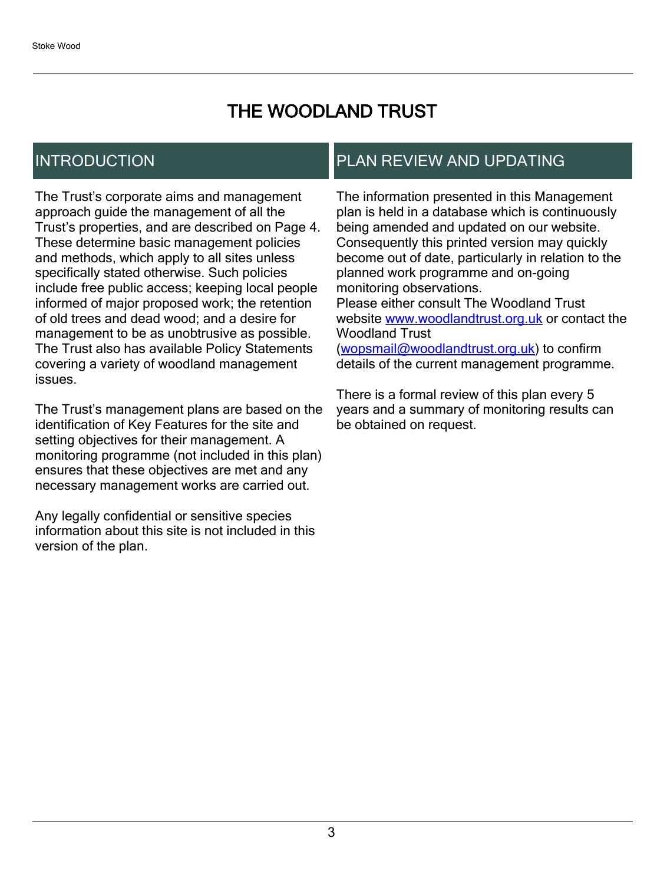# THE WOODLAND TRUST

## INTRODUCTION

The Trust's corporate aims and management approach guide the management of all the Trust's properties, and are described on Page 4. These determine basic management policies and methods, which apply to all sites unless specifically stated otherwise. Such policies include free public access; keeping local people informed of major proposed work; the retention of old trees and dead wood; and a desire for management to be as unobtrusive as possible. The Trust also has available Policy Statements covering a variety of woodland management issues.

The Trust's management plans are based on the identification of Key Features for the site and setting objectives for their management. A monitoring programme (not included in this plan) ensures that these objectives are met and any necessary management works are carried out.

Any legally confidential or sensitive species information about this site is not included in this version of the plan.

## PLAN REVIEW AND UPDATING

The information presented in this Management plan is held in a database which is continuously being amended and updated on our website. Consequently this printed version may quickly become out of date, particularly in relation to the planned work programme and on-going monitoring observations.
Please either consult The Woodland Trust website [www.woodlandtrust.org.uk](http://www.woodlandtrust.org.uk) or contact the Woodland Trust ([wopsmail@woodlandtrust.org.uk](mailto:wopsmail@woodlandtrust.org.uk)) to confirm details of the current management programme.

There is a formal review of this plan every 5 years and a summary of monitoring results can be obtained on request.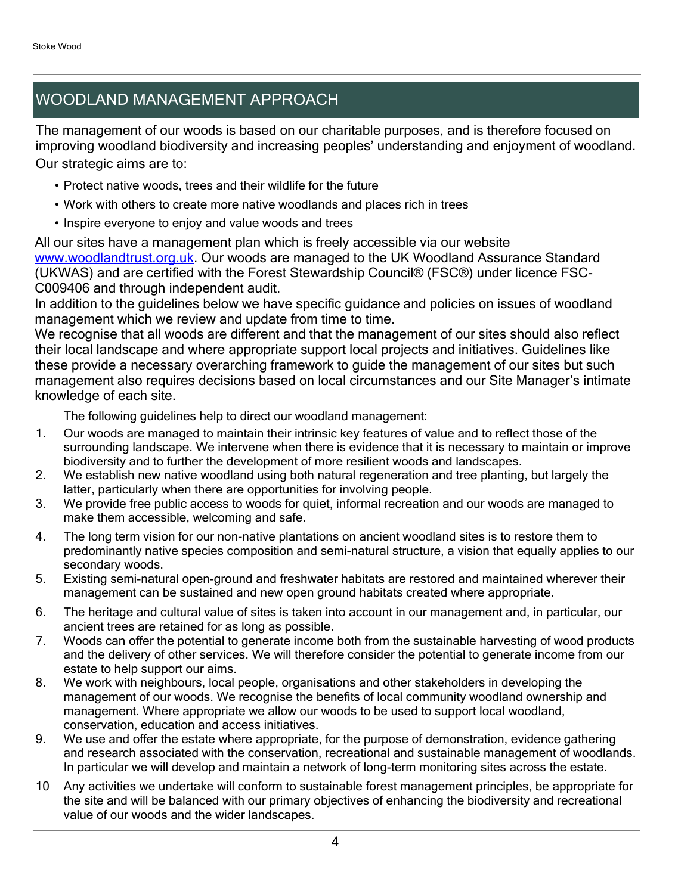## WOODLAND MANAGEMENT APPROACH

The management of our woods is based on our charitable purposes, and is therefore focused on improving woodland biodiversity and increasing peoples' understanding and enjoyment of woodland. Our strategic aims are to:

- Protect native woods, trees and their wildlife for the future
- Work with others to create more native woodlands and places rich in trees
- Inspire everyone to enjoy and value woods and trees

All our sites have a management plan which is freely accessible via our website www.woodlandtrust.org.uk. Our woods are managed to the UK Woodland Assurance Standard (UKWAS) and are certified with the Forest Stewardship Council® (FSC®) under licence FSC-C009406 and through independent audit.

In addition to the guidelines below we have specific guidance and policies on issues of woodland management which we review and update from time to time.

We recognise that all woods are different and that the management of our sites should also reflect their local landscape and where appropriate support local projects and initiatives. Guidelines like these provide a necessary overarching framework to guide the management of our sites but such management also requires decisions based on local circumstances and our Site Manager's intimate knowledge of each site.

The following guidelines help to direct our woodland management:

1. Our woods are managed to maintain their intrinsic key features of value and to reflect those of the surrounding landscape. We intervene when there is evidence that it is necessary to maintain or improve biodiversity and to further the development of more resilient woods and landscapes.
2. We establish new native woodland using both natural regeneration and tree planting, but largely the latter, particularly when there are opportunities for involving people.
3. We provide free public access to woods for quiet, informal recreation and our woods are managed to make them accessible, welcoming and safe.
4. The long term vision for our non-native plantations on ancient woodland sites is to restore them to predominantly native species composition and semi-natural structure, a vision that equally applies to our secondary woods.
5. Existing semi-natural open-ground and freshwater habitats are restored and maintained wherever their management can be sustained and new open ground habitats created where appropriate.
6. The heritage and cultural value of sites is taken into account in our management and, in particular, our ancient trees are retained for as long as possible.
7. Woods can offer the potential to generate income both from the sustainable harvesting of wood products and the delivery of other services. We will therefore consider the potential to generate income from our estate to help support our aims.
8. We work with neighbours, local people, organisations and other stakeholders in developing the management of our woods. We recognise the benefits of local community woodland ownership and management. Where appropriate we allow our woods to be used to support local woodland, conservation, education and access initiatives.
9. We use and offer the estate where appropriate, for the purpose of demonstration, evidence gathering and research associated with the conservation, recreational and sustainable management of woodlands. In particular we will develop and maintain a network of long-term monitoring sites across the estate.
10. Any activities we undertake will conform to sustainable forest management principles, be appropriate for the site and will be balanced with our primary objectives of enhancing the biodiversity and recreational value of our woods and the wider landscapes.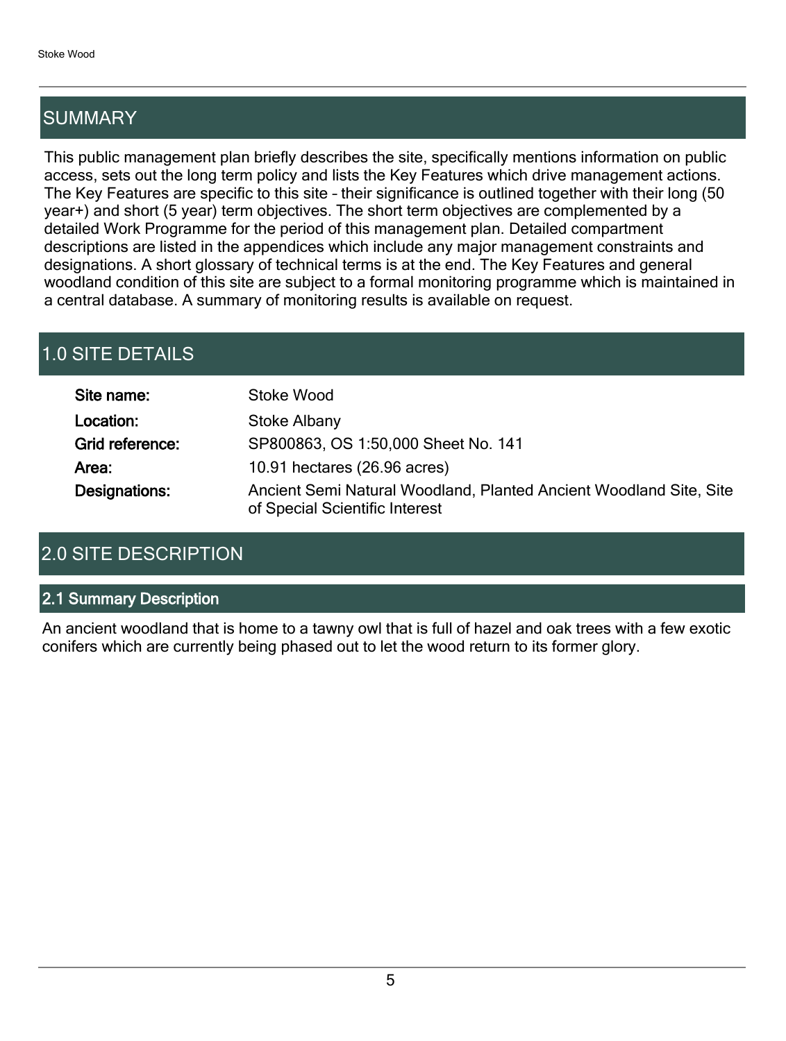## SUMMARY

This public management plan briefly describes the site, specifically mentions information on public access, sets out the long term policy and lists the Key Features which drive management actions. The Key Features are specific to this site – their significance is outlined together with their long (50 year+) and short (5 year) term objectives. The short term objectives are complemented by a detailed Work Programme for the period of this management plan. Detailed compartment descriptions are listed in the appendices which include any major management constraints and designations. A short glossary of technical terms is at the end. The Key Features and general woodland condition of this site are subject to a formal monitoring programme which is maintained in a central database. A summary of monitoring results is available on request.

## 1.0 SITE DETAILS

| | |
|---|---|
| **Site name:** | Stoke Wood |
| **Location:** | Stoke Albany |
| **Grid reference:** | SP800863, OS 1:50,000 Sheet No. 141 |
| **Area:** | 10.91 hectares (26.96 acres) |
| **Designations:** | Ancient Semi Natural Woodland, Planted Ancient Woodland Site, Site of Special Scientific Interest |

## 2.0 SITE DESCRIPTION

### 2.1 Summary Description

An ancient woodland that is home to a tawny owl that is full of hazel and oak trees with a few exotic conifers which are currently being phased out to let the wood return to its former glory.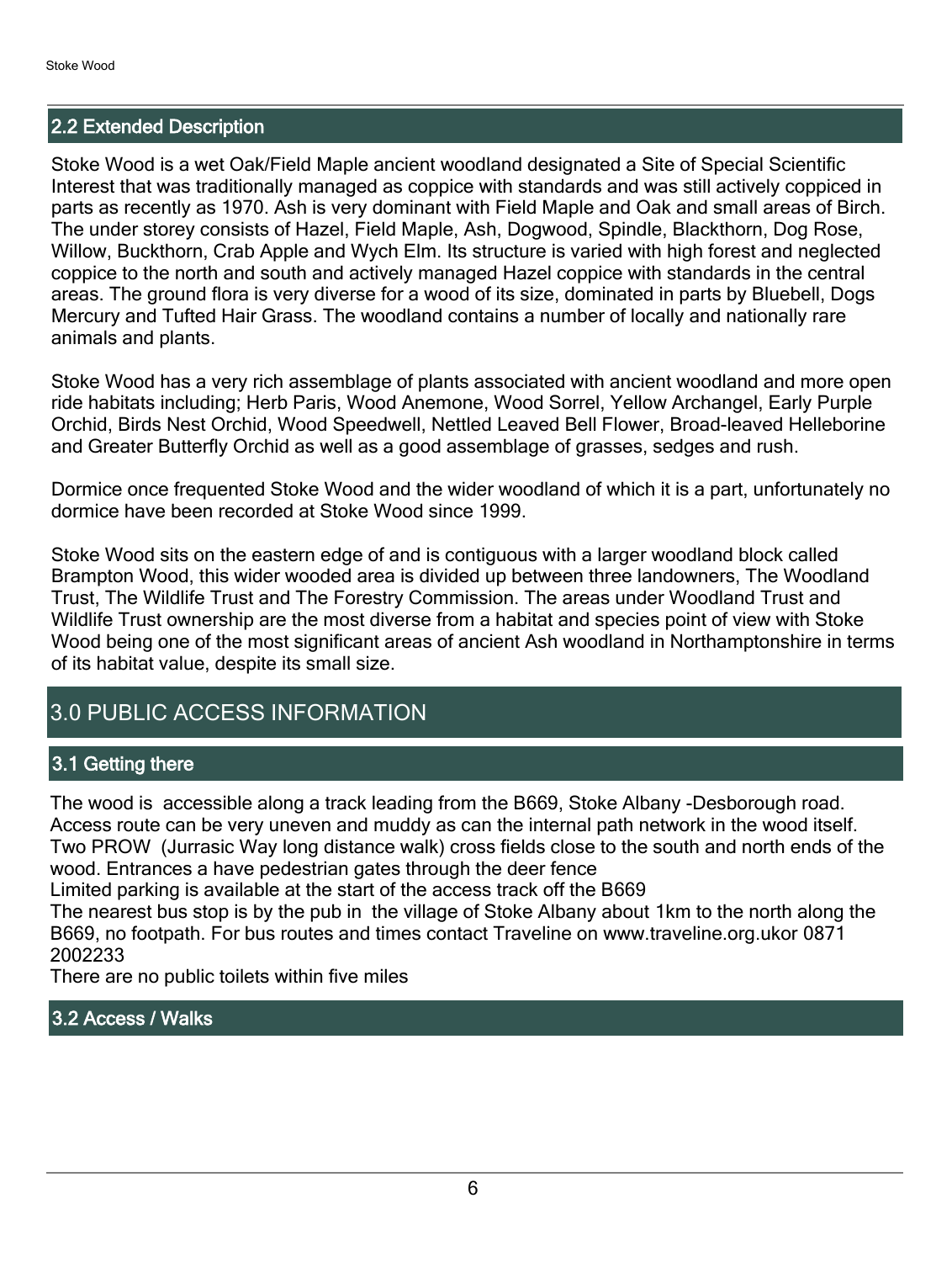## 2.2 Extended Description

Stoke Wood is a wet Oak/Field Maple ancient woodland designated a Site of Special Scientific Interest that was traditionally managed as coppice with standards and was still actively coppiced in parts as recently as 1970. Ash is very dominant with Field Maple and Oak and small areas of Birch. The under storey consists of Hazel, Field Maple, Ash, Dogwood, Spindle, Blackthorn, Dog Rose, Willow, Buckthorn, Crab Apple and Wych Elm. Its structure is varied with high forest and neglected coppice to the north and south and actively managed Hazel coppice with standards in the central areas. The ground flora is very diverse for a wood of its size, dominated in parts by Bluebell, Dogs Mercury and Tufted Hair Grass. The woodland contains a number of locally and nationally rare animals and plants.

Stoke Wood has a very rich assemblage of plants associated with ancient woodland and more open ride habitats including; Herb Paris, Wood Anemone, Wood Sorrel, Yellow Archangel, Early Purple Orchid, Birds Nest Orchid, Wood Speedwell, Nettled Leaved Bell Flower, Broad-leaved Helleborine and Greater Butterfly Orchid as well as a good assemblage of grasses, sedges and rush.

Dormice once frequented Stoke Wood and the wider woodland of which it is a part, unfortunately no dormice have been recorded at Stoke Wood since 1999.

Stoke Wood sits on the eastern edge of and is contiguous with a larger woodland block called Brampton Wood, this wider wooded area is divided up between three landowners, The Woodland Trust, The Wildlife Trust and The Forestry Commission. The areas under Woodland Trust and Wildlife Trust ownership are the most diverse from a habitat and species point of view with Stoke Wood being one of the most significant areas of ancient Ash woodland in Northamptonshire in terms of its habitat value, despite its small size.

# 3.0 PUBLIC ACCESS INFORMATION

## 3.1 Getting there

The wood is accessible along a track leading from the B669, Stoke Albany -Desborough road. Access route can be very uneven and muddy as can the internal path network in the wood itself. Two PROW (Jurrasic Way long distance walk) cross fields close to the south and north ends of the wood. Entrances a have pedestrian gates through the deer fence
Limited parking is available at the start of the access track off the B669
The nearest bus stop is by the pub in the village of Stoke Albany about 1km to the north along the B669, no footpath. For bus routes and times contact Traveline on www.traveline.org.ukor 0871 2002233
There are no public toilets within five miles

## 3.2 Access / Walks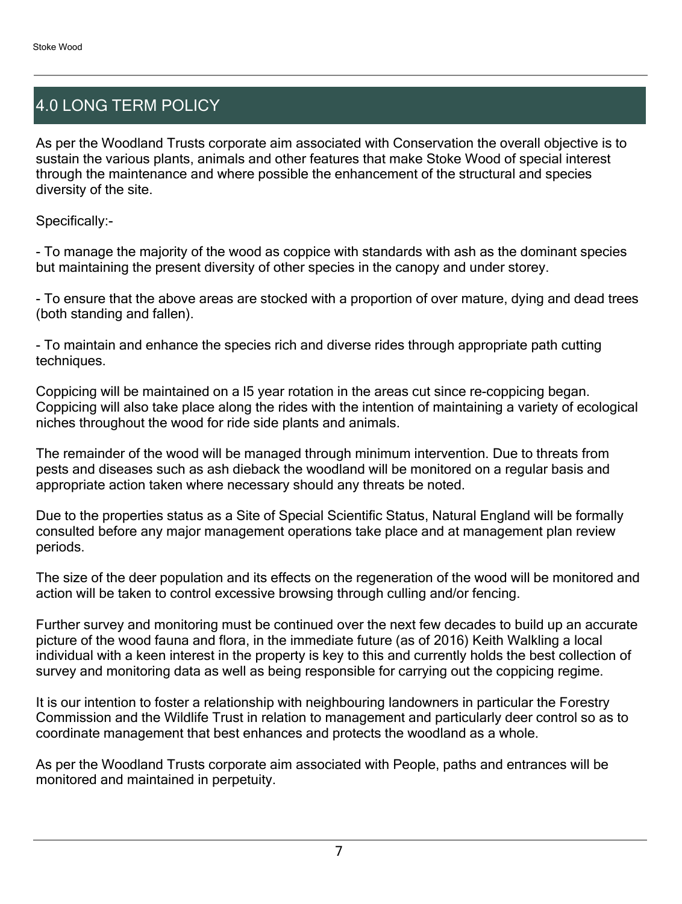## 4.0 LONG TERM POLICY

As per the Woodland Trusts corporate aim associated with Conservation the overall objective is to sustain the various plants, animals and other features that make Stoke Wood of special interest through the maintenance and where possible the enhancement of the structural and species diversity of the site.

Specifically:-

- To manage the majority of the wood as coppice with standards with ash as the dominant species but maintaining the present diversity of other species in the canopy and under storey.

- To ensure that the above areas are stocked with a proportion of over mature, dying and dead trees (both standing and fallen).

- To maintain and enhance the species rich and diverse rides through appropriate path cutting techniques.

Coppicing will be maintained on a l5 year rotation in the areas cut since re-coppicing began. Coppicing will also take place along the rides with the intention of maintaining a variety of ecological niches throughout the wood for ride side plants and animals.

The remainder of the wood will be managed through minimum intervention. Due to threats from pests and diseases such as ash dieback the woodland will be monitored on a regular basis and appropriate action taken where necessary should any threats be noted.

Due to the properties status as a Site of Special Scientific Status, Natural England will be formally consulted before any major management operations take place and at management plan review periods.

The size of the deer population and its effects on the regeneration of the wood will be monitored and action will be taken to control excessive browsing through culling and/or fencing.

Further survey and monitoring must be continued over the next few decades to build up an accurate picture of the wood fauna and flora, in the immediate future (as of 2016) Keith Walkling a local individual with a keen interest in the property is key to this and currently holds the best collection of survey and monitoring data as well as being responsible for carrying out the coppicing regime.

It is our intention to foster a relationship with neighbouring landowners in particular the Forestry Commission and the Wildlife Trust in relation to management and particularly deer control so as to coordinate management that best enhances and protects the woodland as a whole.

As per the Woodland Trusts corporate aim associated with People, paths and entrances will be monitored and maintained in perpetuity.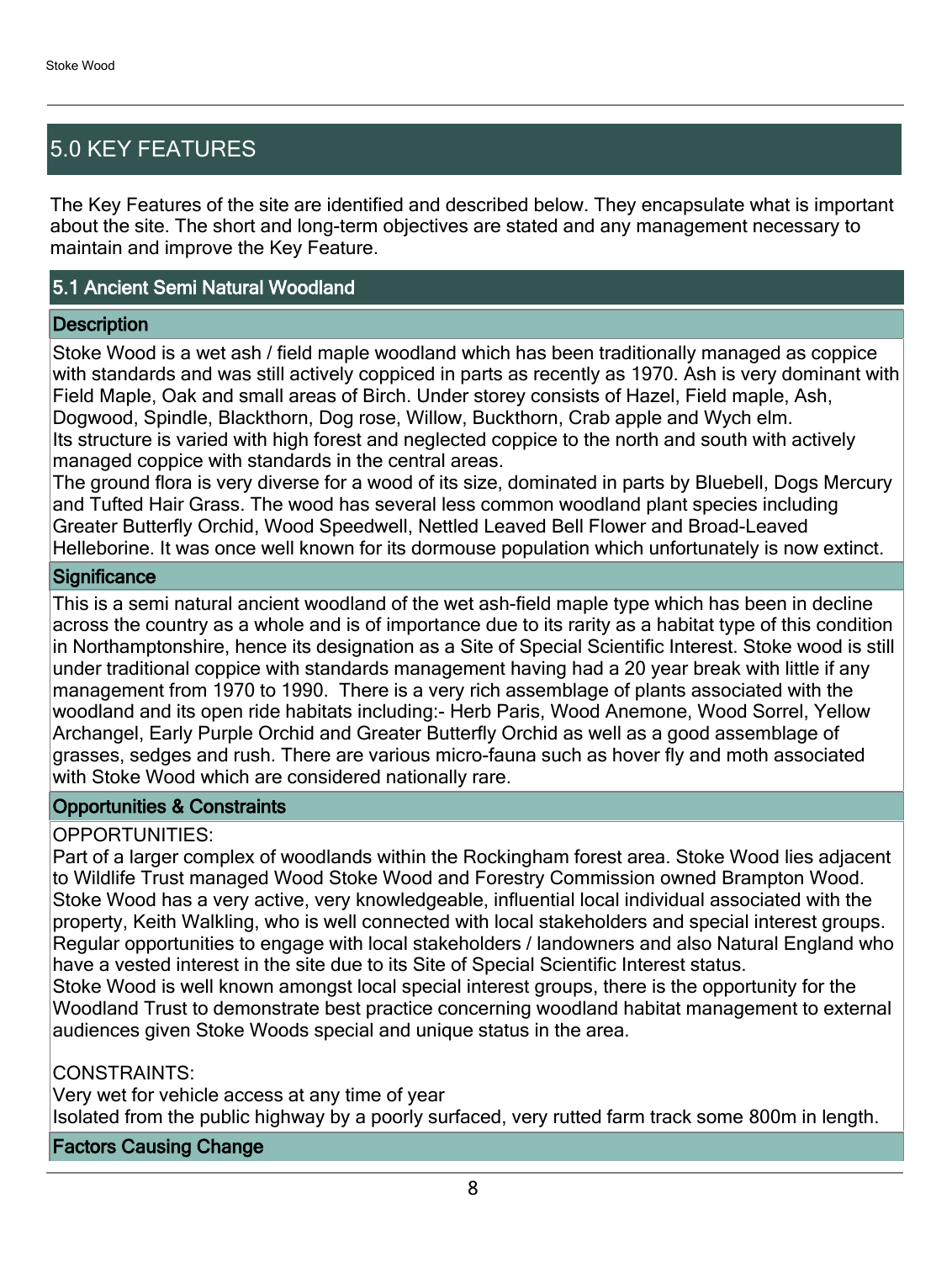## 5.0 KEY FEATURES

The Key Features of the site are identified and described below. They encapsulate what is important about the site. The short and long-term objectives are stated and any management necessary to maintain and improve the Key Feature.

### 5.1 Ancient Semi Natural Woodland

#### Description

Stoke Wood is a wet ash / field maple woodland which has been traditionally managed as coppice with standards and was still actively coppiced in parts as recently as 1970. Ash is very dominant with Field Maple, Oak and small areas of Birch. Under storey consists of Hazel, Field maple, Ash, Dogwood, Spindle, Blackthorn, Dog rose, Willow, Buckthorn, Crab apple and Wych elm.
Its structure is varied with high forest and neglected coppice to the north and south with actively managed coppice with standards in the central areas.
The ground flora is very diverse for a wood of its size, dominated in parts by Bluebell, Dogs Mercury and Tufted Hair Grass. The wood has several less common woodland plant species including Greater Butterfly Orchid, Wood Speedwell, Nettled Leaved Bell Flower and Broad-Leaved Helleborine. It was once well known for its dormouse population which unfortunately is now extinct.

#### Significance

This is a semi natural ancient woodland of the wet ash-field maple type which has been in decline across the country as a whole and is of importance due to its rarity as a habitat type of this condition in Northamptonshire, hence its designation as a Site of Special Scientific Interest. Stoke wood is still under traditional coppice with standards management having had a 20 year break with little if any management from 1970 to 1990. There is a very rich assemblage of plants associated with the woodland and its open ride habitats including:- Herb Paris, Wood Anemone, Wood Sorrel, Yellow Archangel, Early Purple Orchid and Greater Butterfly Orchid as well as a good assemblage of grasses, sedges and rush. There are various micro-fauna such as hover fly and moth associated with Stoke Wood which are considered nationally rare.

#### Opportunities & Constraints

OPPORTUNITIES:
Part of a larger complex of woodlands within the Rockingham forest area. Stoke Wood lies adjacent to Wildlife Trust managed Wood Stoke Wood and Forestry Commission owned Brampton Wood. Stoke Wood has a very active, very knowledgeable, influential local individual associated with the property, Keith Walkling, who is well connected with local stakeholders and special interest groups. Regular opportunities to engage with local stakeholders / landowners and also Natural England who have a vested interest in the site due to its Site of Special Scientific Interest status.
Stoke Wood is well known amongst local special interest groups, there is the opportunity for the Woodland Trust to demonstrate best practice concerning woodland habitat management to external audiences given Stoke Woods special and unique status in the area.

CONSTRAINTS:
Very wet for vehicle access at any time of year
Isolated from the public highway by a poorly surfaced, very rutted farm track some 800m in length.

#### Factors Causing Change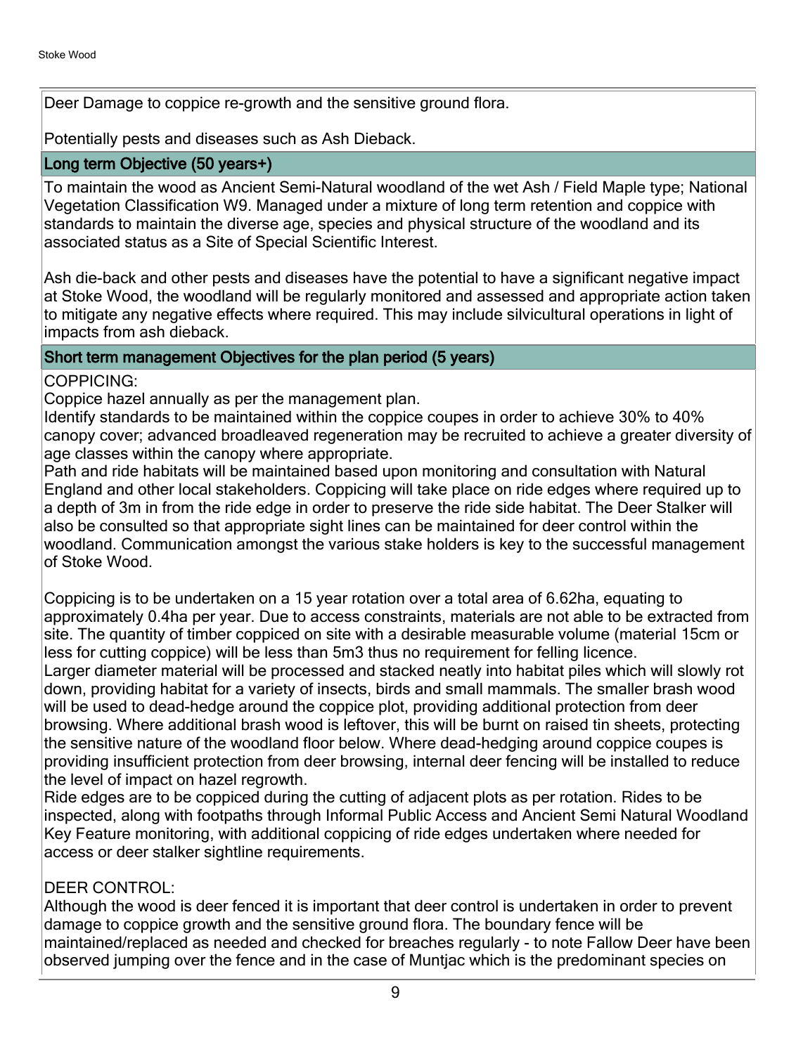Deer Damage to coppice re-growth and the sensitive ground flora.

Potentially pests and diseases such as Ash Dieback.

## Long term Objective (50 years+)

To maintain the wood as Ancient Semi-Natural woodland of the wet Ash / Field Maple type; National Vegetation Classification W9. Managed under a mixture of long term retention and coppice with standards to maintain the diverse age, species and physical structure of the woodland and its associated status as a Site of Special Scientific Interest.

Ash die-back and other pests and diseases have the potential to have a significant negative impact at Stoke Wood, the woodland will be regularly monitored and assessed and appropriate action taken to mitigate any negative effects where required. This may include silvicultural operations in light of impacts from ash dieback.

## Short term management Objectives for the plan period (5 years)

COPPICING:
Coppice hazel annually as per the management plan.
Identify standards to be maintained within the coppice coupes in order to achieve 30% to 40% canopy cover; advanced broadleaved regeneration may be recruited to achieve a greater diversity of age classes within the canopy where appropriate.
Path and ride habitats will be maintained based upon monitoring and consultation with Natural England and other local stakeholders. Coppicing will take place on ride edges where required up to a depth of 3m in from the ride edge in order to preserve the ride side habitat. The Deer Stalker will also be consulted so that appropriate sight lines can be maintained for deer control within the woodland. Communication amongst the various stake holders is key to the successful management of Stoke Wood.

Coppicing is to be undertaken on a 15 year rotation over a total area of 6.62ha, equating to approximately 0.4ha per year. Due to access constraints, materials are not able to be extracted from site. The quantity of timber coppiced on site with a desirable measurable volume (material 15cm or less for cutting coppice) will be less than 5m3 thus no requirement for felling licence.
Larger diameter material will be processed and stacked neatly into habitat piles which will slowly rot down, providing habitat for a variety of insects, birds and small mammals. The smaller brash wood will be used to dead-hedge around the coppice plot, providing additional protection from deer browsing. Where additional brash wood is leftover, this will be burnt on raised tin sheets, protecting the sensitive nature of the woodland floor below. Where dead-hedging around coppice coupes is providing insufficient protection from deer browsing, internal deer fencing will be installed to reduce the level of impact on hazel regrowth.
Ride edges are to be coppiced during the cutting of adjacent plots as per rotation. Rides to be inspected, along with footpaths through Informal Public Access and Ancient Semi Natural Woodland Key Feature monitoring, with additional coppicing of ride edges undertaken where needed for access or deer stalker sightline requirements.

DEER CONTROL:
Although the wood is deer fenced it is important that deer control is undertaken in order to prevent damage to coppice growth and the sensitive ground flora. The boundary fence will be maintained/replaced as needed and checked for breaches regularly - to note Fallow Deer have been observed jumping over the fence and in the case of Muntjac which is the predominant species on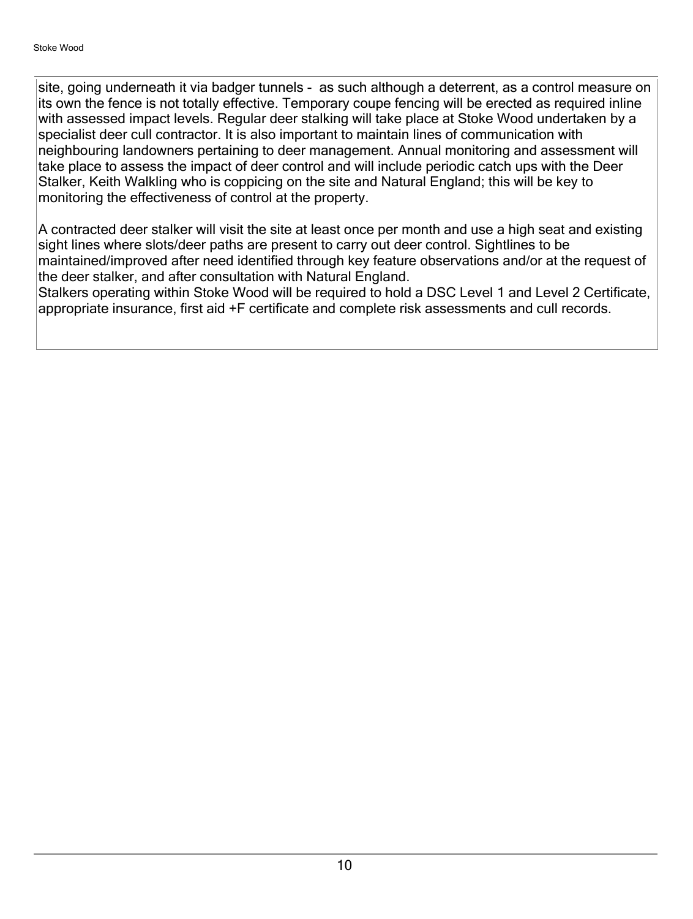site, going underneath it via badger tunnels - as such although a deterrent, as a control measure on its own the fence is not totally effective. Temporary coupe fencing will be erected as required inline with assessed impact levels. Regular deer stalking will take place at Stoke Wood undertaken by a specialist deer cull contractor. It is also important to maintain lines of communication with neighbouring landowners pertaining to deer management. Annual monitoring and assessment will take place to assess the impact of deer control and will include periodic catch ups with the Deer Stalker, Keith Walkling who is coppicing on the site and Natural England; this will be key to monitoring the effectiveness of control at the property.

A contracted deer stalker will visit the site at least once per month and use a high seat and existing sight lines where slots/deer paths are present to carry out deer control. Sightlines to be maintained/improved after need identified through key feature observations and/or at the request of the deer stalker, and after consultation with Natural England.
Stalkers operating within Stoke Wood will be required to hold a DSC Level 1 and Level 2 Certificate, appropriate insurance, first aid +F certificate and complete risk assessments and cull records.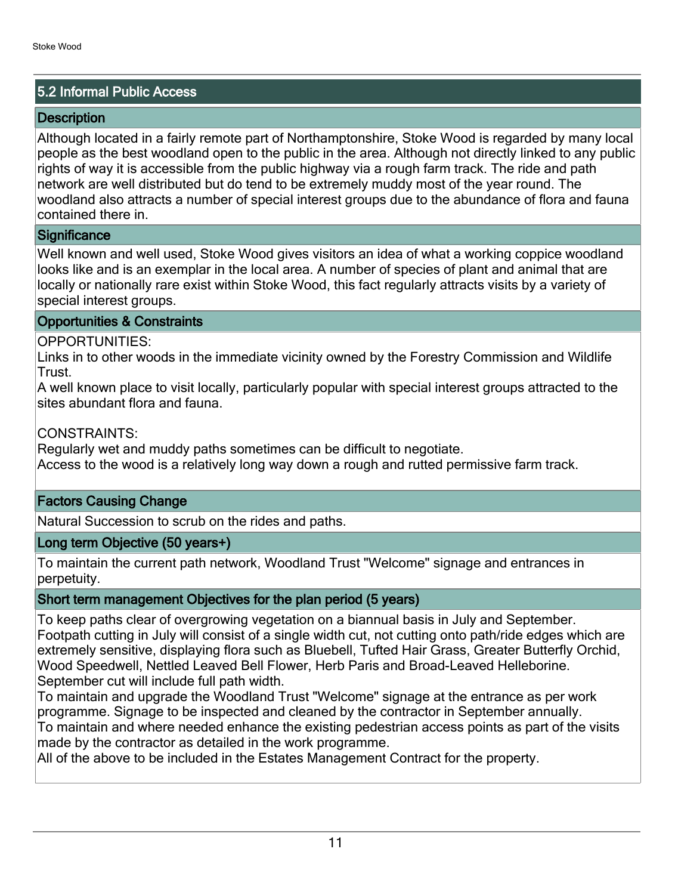## 5.2 Informal Public Access

### Description

Although located in a fairly remote part of Northamptonshire, Stoke Wood is regarded by many local people as the best woodland open to the public in the area. Although not directly linked to any public rights of way it is accessible from the public highway via a rough farm track. The ride and path network are well distributed but do tend to be extremely muddy most of the year round. The woodland also attracts a number of special interest groups due to the abundance of flora and fauna contained there in.

### Significance

Well known and well used, Stoke Wood gives visitors an idea of what a working coppice woodland looks like and is an exemplar in the local area. A number of species of plant and animal that are locally or nationally rare exist within Stoke Wood, this fact regularly attracts visits by a variety of special interest groups.

### Opportunities & Constraints

OPPORTUNITIES:
Links in to other woods in the immediate vicinity owned by the Forestry Commission and Wildlife Trust.
A well known place to visit locally, particularly popular with special interest groups attracted to the sites abundant flora and fauna.

CONSTRAINTS:
Regularly wet and muddy paths sometimes can be difficult to negotiate.
Access to the wood is a relatively long way down a rough and rutted permissive farm track.

### Factors Causing Change

Natural Succession to scrub on the rides and paths.

### Long term Objective (50 years+)

To maintain the current path network, Woodland Trust "Welcome" signage and entrances in perpetuity.

### Short term management Objectives for the plan period (5 years)

To keep paths clear of overgrowing vegetation on a biannual basis in July and September. Footpath cutting in July will consist of a single width cut, not cutting onto path/ride edges which are extremely sensitive, displaying flora such as Bluebell, Tufted Hair Grass, Greater Butterfly Orchid, Wood Speedwell, Nettled Leaved Bell Flower, Herb Paris and Broad-Leaved Helleborine. September cut will include full path width.
To maintain and upgrade the Woodland Trust "Welcome" signage at the entrance as per work programme. Signage to be inspected and cleaned by the contractor in September annually.
To maintain and where needed enhance the existing pedestrian access points as part of the visits made by the contractor as detailed in the work programme.
All of the above to be included in the Estates Management Contract for the property.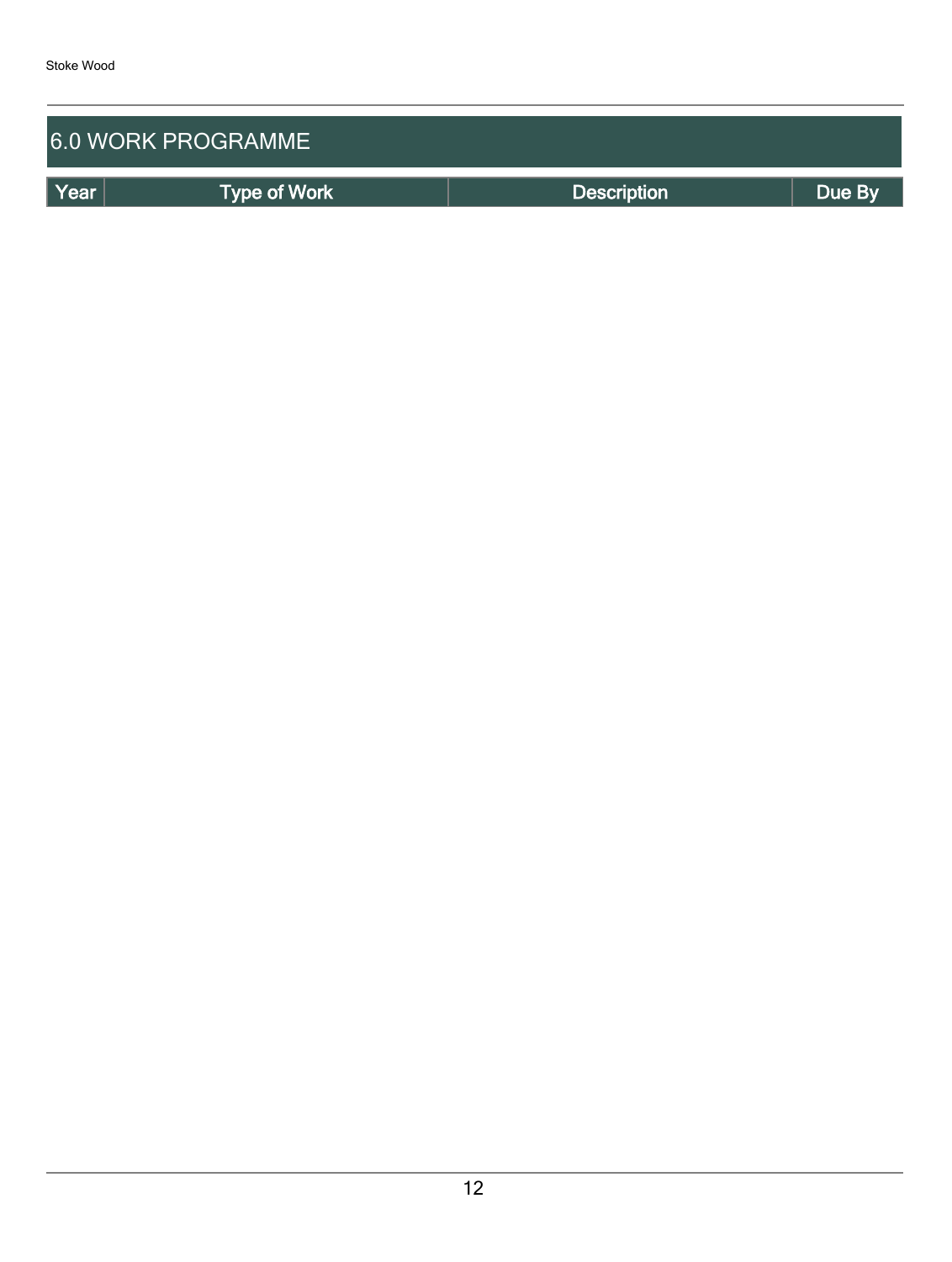## 6.0 WORK PROGRAMME

| Year | Type of Work | Description | Due By |
| --- | --- | --- | --- |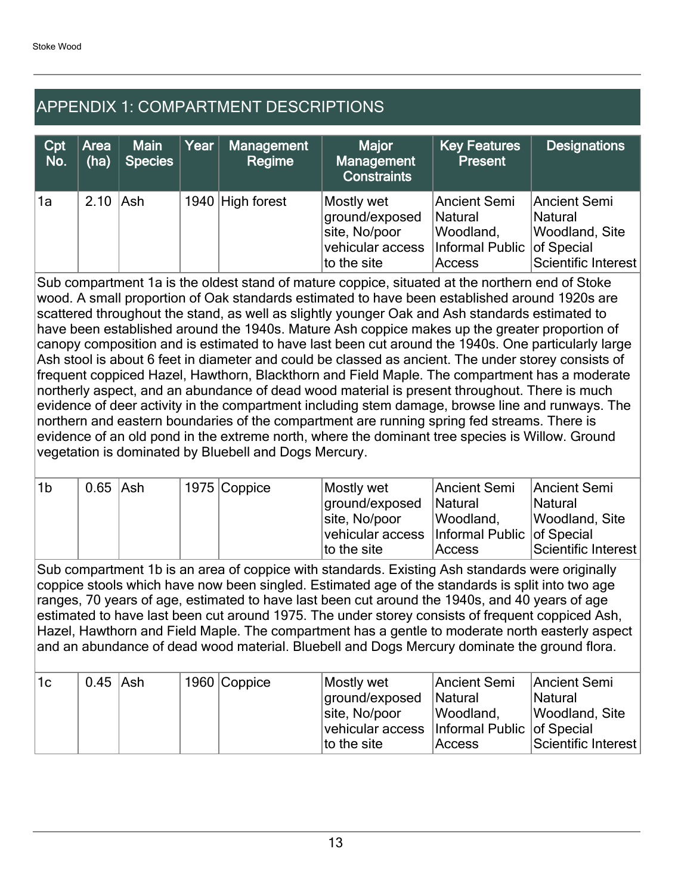## APPENDIX 1: COMPARTMENT DESCRIPTIONS

| Cpt No. | Area (ha) | Main Species | Year | Management Regime | Major Management Constraints | Key Features Present | Designations |
|---|---|---|---|---|---|---|---|
| 1a | 2.10 | Ash | 1940 | High forest | Mostly wet ground/exposed site, No/poor vehicular access to the site | Ancient Semi Natural Woodland, Informal Public Access | Ancient Semi Natural Woodland, Site of Special Scientific Interest |

Sub compartment 1a is the oldest stand of mature coppice, situated at the northern end of Stoke wood. A small proportion of Oak standards estimated to have been established around 1920s are scattered throughout the stand, as well as slightly younger Oak and Ash standards estimated to have been established around the 1940s. Mature Ash coppice makes up the greater proportion of canopy composition and is estimated to have last been cut around the 1940s. One particularly large Ash stool is about 6 feet in diameter and could be classed as ancient. The under storey consists of frequent coppiced Hazel, Hawthorn, Blackthorn and Field Maple. The compartment has a moderate northerly aspect, and an abundance of dead wood material is present throughout. There is much evidence of deer activity in the compartment including stem damage, browse line and runways. The northern and eastern boundaries of the compartment are running spring fed streams. There is evidence of an old pond in the extreme north, where the dominant tree species is Willow. Ground vegetation is dominated by Bluebell and Dogs Mercury.

| Cpt No. | Area (ha) | Main Species | Year | Management Regime | Major Management Constraints | Key Features Present | Designations |
|---|---|---|---|---|---|---|---|
| 1b | 0.65 | Ash | 1975 | Coppice | Mostly wet ground/exposed site, No/poor vehicular access to the site | Ancient Semi Natural Woodland, Informal Public Access | Ancient Semi Natural Woodland, Site of Special Scientific Interest |

Sub compartment 1b is an area of coppice with standards. Existing Ash standards were originally coppice stools which have now been singled. Estimated age of the standards is split into two age ranges, 70 years of age, estimated to have last been cut around the 1940s, and 40 years of age estimated to have last been cut around 1975. The under storey consists of frequent coppiced Ash, Hazel, Hawthorn and Field Maple. The compartment has a gentle to moderate north easterly aspect and an abundance of dead wood material. Bluebell and Dogs Mercury dominate the ground flora.

| Cpt No. | Area (ha) | Main Species | Year | Management Regime | Major Management Constraints | Key Features Present | Designations |
|---|---|---|---|---|---|---|---|
| 1c | 0.45 | Ash | 1960 | Coppice | Mostly wet ground/exposed site, No/poor vehicular access to the site | Ancient Semi Natural Woodland, Informal Public Access | Ancient Semi Natural Woodland, Site of Special Scientific Interest |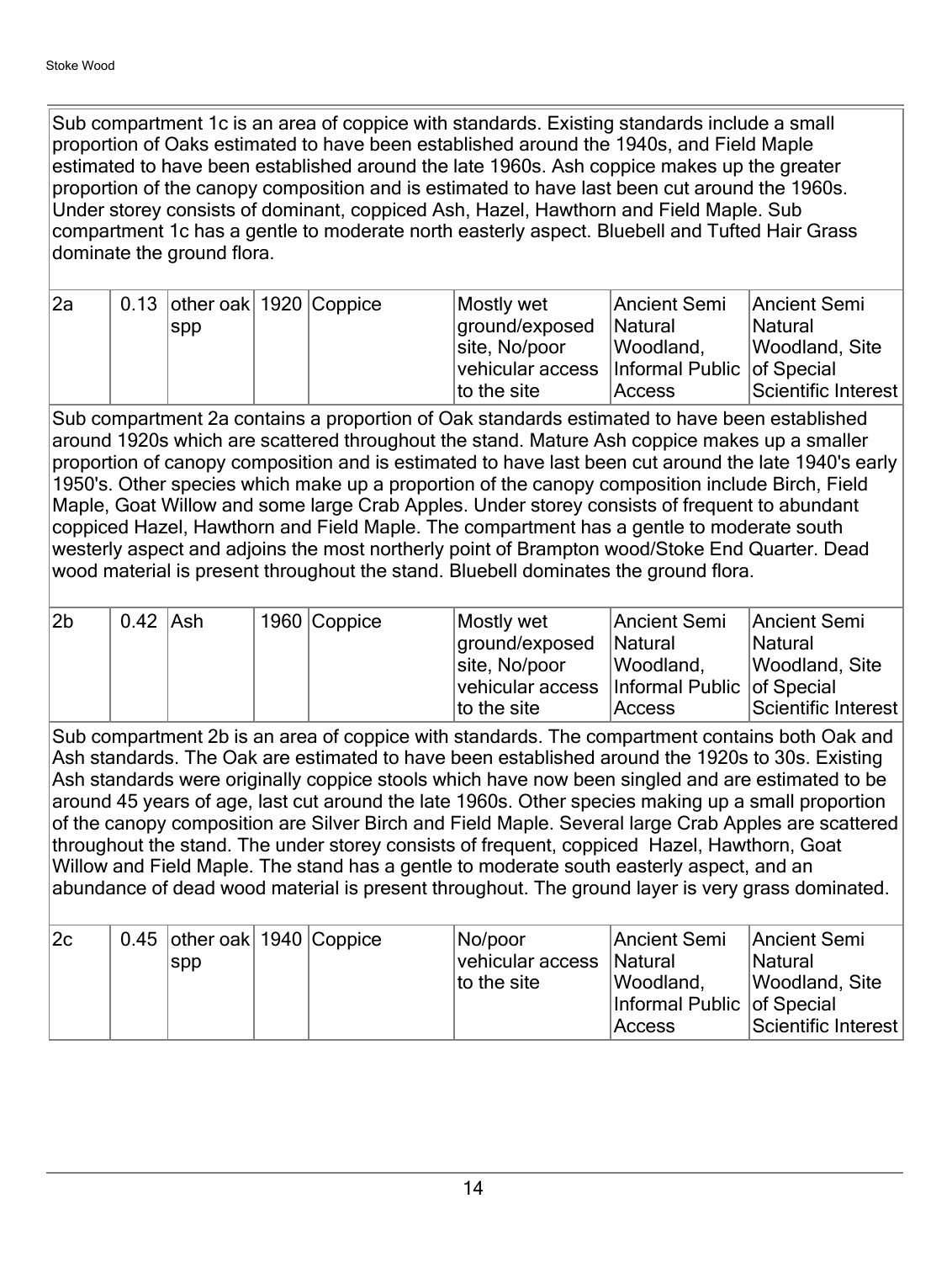Sub compartment 1c is an area of coppice with standards. Existing standards include a small proportion of Oaks estimated to have been established around the 1940s, and Field Maple estimated to have been established around the late 1960s. Ash coppice makes up the greater proportion of the canopy composition and is estimated to have last been cut around the 1960s. Under storey consists of dominant, coppiced Ash, Hazel, Hawthorn and Field Maple. Sub compartment 1c has a gentle to moderate north easterly aspect. Bluebell and Tufted Hair Grass dominate the ground flora.

| | | | | | | | |
|---|---|---|---|---|---|---|---|
| 2a | 0.13 | other oak spp | 1920 | Coppice | Mostly wet ground/exposed site, No/poor vehicular access to the site | Ancient Semi Natural Woodland, Informal Public Access | Ancient Semi Natural Woodland, Site of Special Scientific Interest |

Sub compartment 2a contains a proportion of Oak standards estimated to have been established around 1920s which are scattered throughout the stand. Mature Ash coppice makes up a smaller proportion of canopy composition and is estimated to have last been cut around the late 1940's early 1950's. Other species which make up a proportion of the canopy composition include Birch, Field Maple, Goat Willow and some large Crab Apples. Under storey consists of frequent to abundant coppiced Hazel, Hawthorn and Field Maple. The compartment has a gentle to moderate south westerly aspect and adjoins the most northerly point of Brampton wood/Stoke End Quarter. Dead wood material is present throughout the stand. Bluebell dominates the ground flora.

| | | | | | | | |
|---|---|---|---|---|---|---|---|
| 2b | 0.42 | Ash | 1960 | Coppice | Mostly wet ground/exposed site, No/poor vehicular access to the site | Ancient Semi Natural Woodland, Informal Public Access | Ancient Semi Natural Woodland, Site of Special Scientific Interest |

Sub compartment 2b is an area of coppice with standards. The compartment contains both Oak and Ash standards. The Oak are estimated to have been established around the 1920s to 30s. Existing Ash standards were originally coppice stools which have now been singled and are estimated to be around 45 years of age, last cut around the late 1960s. Other species making up a small proportion of the canopy composition are Silver Birch and Field Maple. Several large Crab Apples are scattered throughout the stand. The under storey consists of frequent, coppiced Hazel, Hawthorn, Goat Willow and Field Maple. The stand has a gentle to moderate south easterly aspect, and an abundance of dead wood material is present throughout. The ground layer is very grass dominated.

| | | | | | | | |
|---|---|---|---|---|---|---|---|
| 2c | 0.45 | other oak spp | 1940 | Coppice | No/poor vehicular access to the site | Ancient Semi Natural Woodland, Informal Public Access | Ancient Semi Natural Woodland, Site of Special Scientific Interest |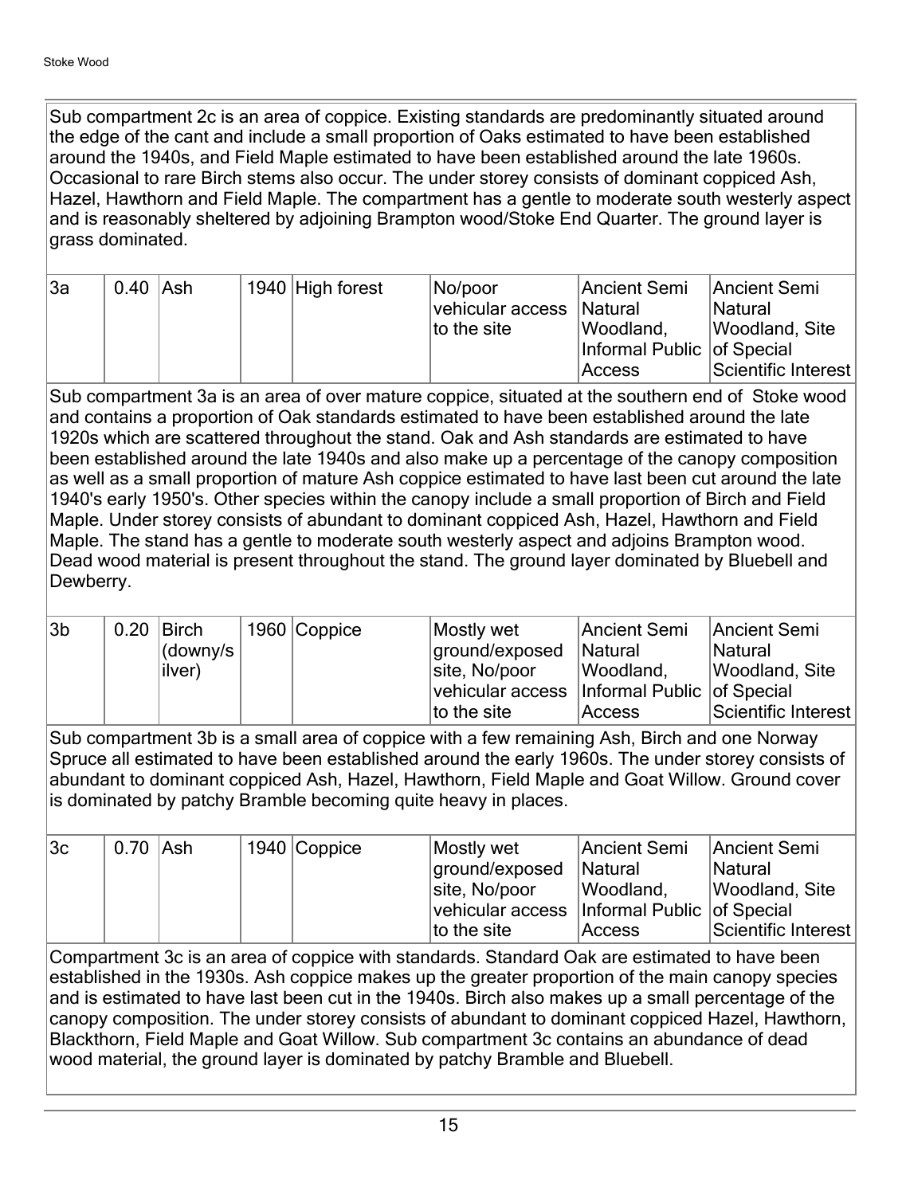Sub compartment 2c is an area of coppice. Existing standards are predominantly situated around the edge of the cant and include a small proportion of Oaks estimated to have been established around the 1940s, and Field Maple estimated to have been established around the late 1960s. Occasional to rare Birch stems also occur. The under storey consists of dominant coppiced Ash, Hazel, Hawthorn and Field Maple. The compartment has a gentle to moderate south westerly aspect and is reasonably sheltered by adjoining Brampton wood/Stoke End Quarter. The ground layer is grass dominated.

| | | | | | | | |
|---|---|---|---|---|---|---|---|
| 3a | 0.40 | Ash | 1940 | High forest | No/poor vehicular access to the site | Ancient Semi Natural Woodland, Informal Public Access | Ancient Semi Natural Woodland, Site of Special Scientific Interest |

Sub compartment 3a is an area of over mature coppice, situated at the southern end of Stoke wood and contains a proportion of Oak standards estimated to have been established around the late 1920s which are scattered throughout the stand. Oak and Ash standards are estimated to have been established around the late 1940s and also make up a percentage of the canopy composition as well as a small proportion of mature Ash coppice estimated to have last been cut around the late 1940's early 1950's. Other species within the canopy include a small proportion of Birch and Field Maple. Under storey consists of abundant to dominant coppiced Ash, Hazel, Hawthorn and Field Maple. The stand has a gentle to moderate south westerly aspect and adjoins Brampton wood. Dead wood material is present throughout the stand. The ground layer dominated by Bluebell and Dewberry.

| | | | | | | | |
|---|---|---|---|---|---|---|---|
| 3b | 0.20 | Birch (downy/silver) | 1960 | Coppice | Mostly wet ground/exposed site, No/poor vehicular access to the site | Ancient Semi Natural Woodland, Informal Public Access | Ancient Semi Natural Woodland, Site of Special Scientific Interest |

Sub compartment 3b is a small area of coppice with a few remaining Ash, Birch and one Norway Spruce all estimated to have been established around the early 1960s. The under storey consists of abundant to dominant coppiced Ash, Hazel, Hawthorn, Field Maple and Goat Willow. Ground cover is dominated by patchy Bramble becoming quite heavy in places.

| | | | | | | | |
|---|---|---|---|---|---|---|---|
| 3c | 0.70 | Ash | 1940 | Coppice | Mostly wet ground/exposed site, No/poor vehicular access to the site | Ancient Semi Natural Woodland, Informal Public Access | Ancient Semi Natural Woodland, Site of Special Scientific Interest |

Compartment 3c is an area of coppice with standards. Standard Oak are estimated to have been established in the 1930s. Ash coppice makes up the greater proportion of the main canopy species and is estimated to have last been cut in the 1940s. Birch also makes up a small percentage of the canopy composition. The under storey consists of abundant to dominant coppiced Hazel, Hawthorn, Blackthorn, Field Maple and Goat Willow. Sub compartment 3c contains an abundance of dead wood material, the ground layer is dominated by patchy Bramble and Bluebell.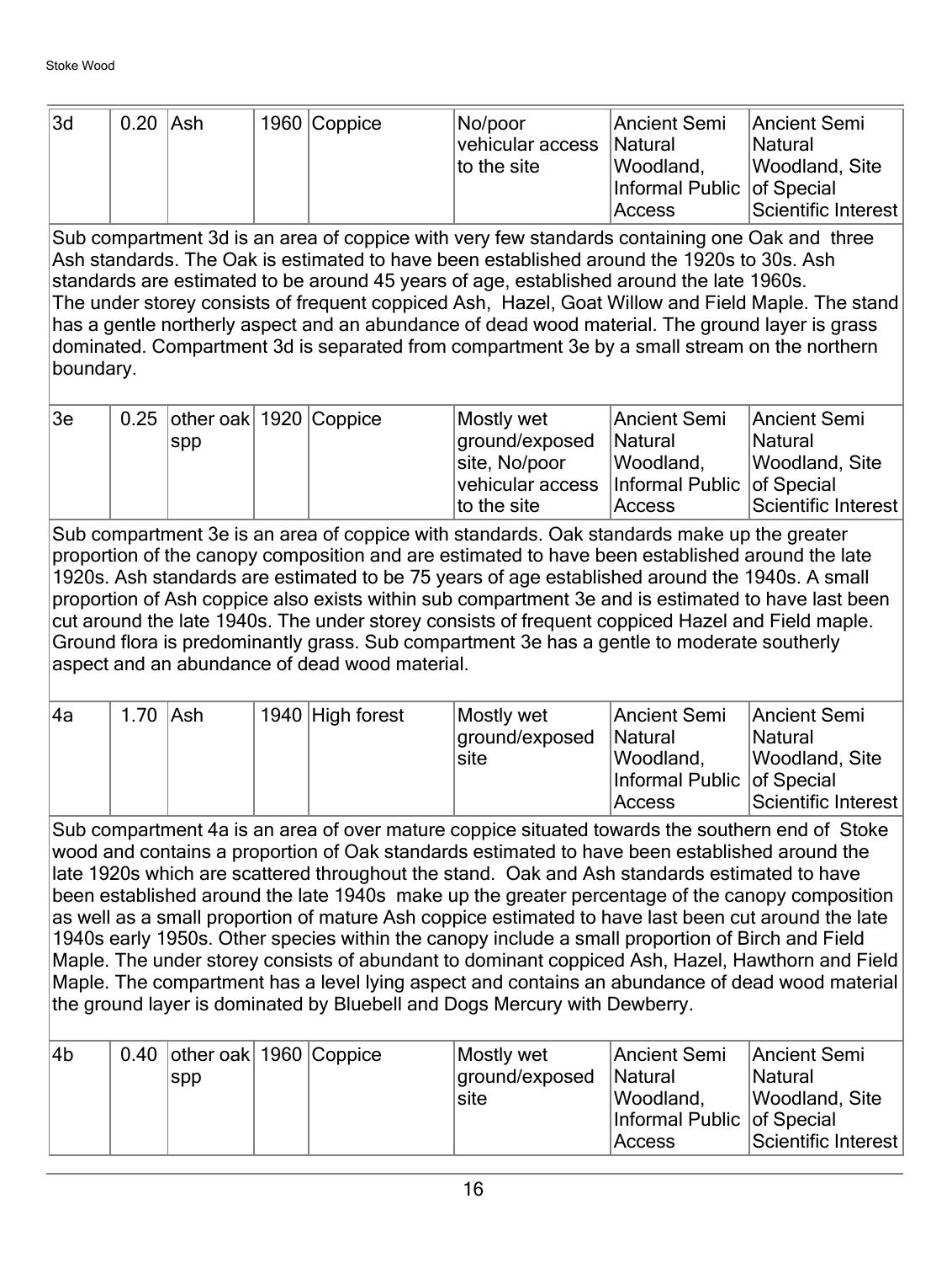| 3d | 0.20 | Ash | 1960 | Coppice | No/poor vehicular access to the site | Ancient Semi Natural Woodland, Informal Public Access | Ancient Semi Natural Woodland, Site of Special Scientific Interest |
|---|---|---|---|---|---|---|---|

Sub compartment 3d is an area of coppice with very few standards containing one Oak and three Ash standards. The Oak is estimated to have been established around the 1920s to 30s. Ash standards are estimated to be around 45 years of age, established around the late 1960s. The under storey consists of frequent coppiced Ash, Hazel, Goat Willow and Field Maple. The stand has a gentle northerly aspect and an abundance of dead wood material. The ground layer is grass dominated. Compartment 3d is separated from compartment 3e by a small stream on the northern boundary.

| 3e | 0.25 | other oak spp | 1920 | Coppice | Mostly wet ground/exposed site, No/poor vehicular access to the site | Ancient Semi Natural Woodland, Informal Public Access | Ancient Semi Natural Woodland, Site of Special Scientific Interest |
|---|---|---|---|---|---|---|---|

Sub compartment 3e is an area of coppice with standards. Oak standards make up the greater proportion of the canopy composition and are estimated to have been established around the late 1920s. Ash standards are estimated to be 75 years of age established around the 1940s. A small proportion of Ash coppice also exists within sub compartment 3e and is estimated to have last been cut around the late 1940s. The under storey consists of frequent coppiced Hazel and Field maple. Ground flora is predominantly grass. Sub compartment 3e has a gentle to moderate southerly aspect and an abundance of dead wood material.

| 4a | 1.70 | Ash | 1940 | High forest | Mostly wet ground/exposed site | Ancient Semi Natural Woodland, Informal Public Access | Ancient Semi Natural Woodland, Site of Special Scientific Interest |
|---|---|---|---|---|---|---|---|

Sub compartment 4a is an area of over mature coppice situated towards the southern end of Stoke wood and contains a proportion of Oak standards estimated to have been established around the late 1920s which are scattered throughout the stand. Oak and Ash standards estimated to have been established around the late 1940s make up the greater percentage of the canopy composition as well as a small proportion of mature Ash coppice estimated to have last been cut around the late 1940s early 1950s. Other species within the canopy include a small proportion of Birch and Field Maple. The under storey consists of abundant to dominant coppiced Ash, Hazel, Hawthorn and Field Maple. The compartment has a level lying aspect and contains an abundance of dead wood material the ground layer is dominated by Bluebell and Dogs Mercury with Dewberry.

| 4b | 0.40 | other oak spp | 1960 | Coppice | Mostly wet ground/exposed site | Ancient Semi Natural Woodland, Informal Public Access | Ancient Semi Natural Woodland, Site of Special Scientific Interest |
|---|---|---|---|---|---|---|---|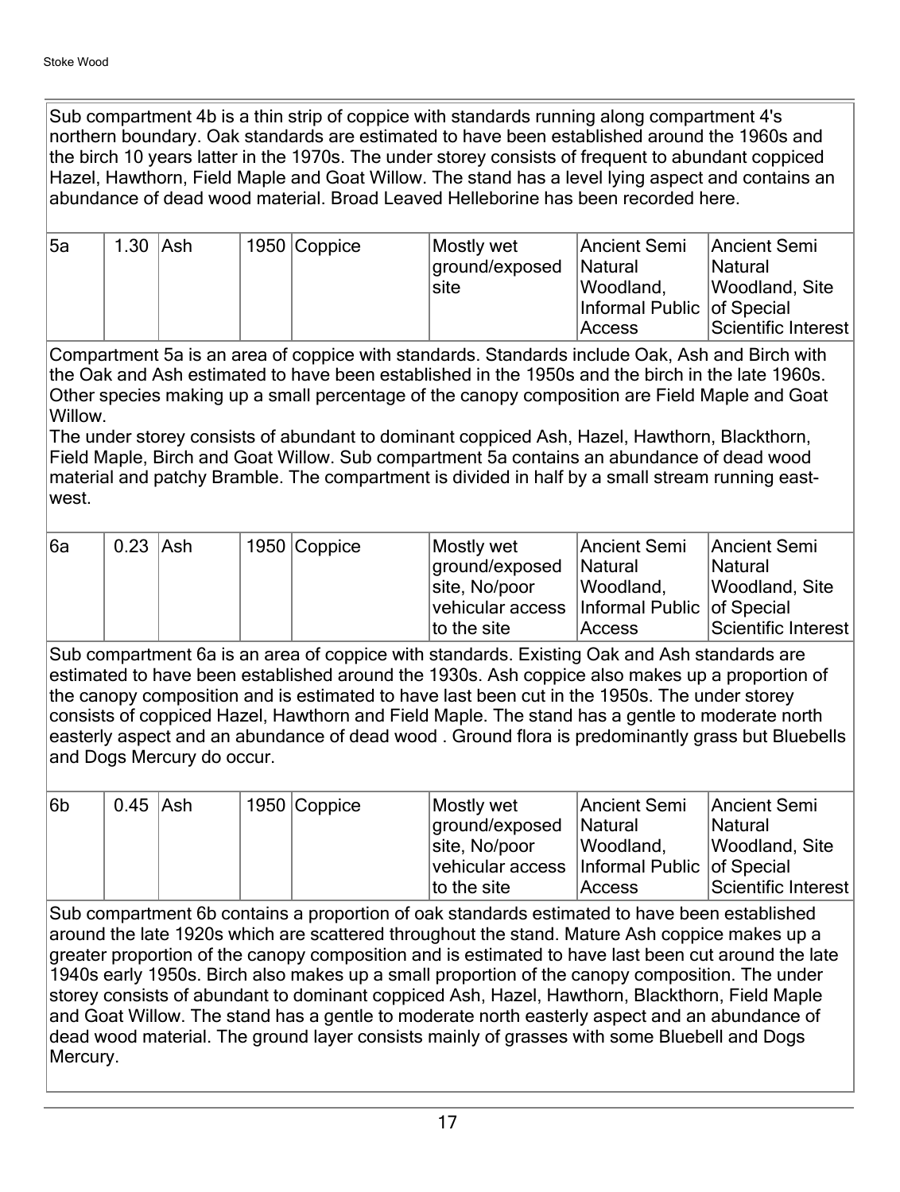Sub compartment 4b is a thin strip of coppice with standards running along compartment 4's northern boundary. Oak standards are estimated to have been established around the 1960s and the birch 10 years latter in the 1970s. The under storey consists of frequent to abundant coppiced Hazel, Hawthorn, Field Maple and Goat Willow. The stand has a level lying aspect and contains an abundance of dead wood material. Broad Leaved Helleborine has been recorded here.

| 5a | 1.30 | Ash | 1950 | Coppice | Mostly wet ground/exposed site | Ancient Semi Natural Woodland, Informal Public Access | Ancient Semi Natural Woodland, Site of Special Scientific Interest |
|---|---|---|---|---|---|---|---|

Compartment 5a is an area of coppice with standards. Standards include Oak, Ash and Birch with the Oak and Ash estimated to have been established in the 1950s and the birch in the late 1960s. Other species making up a small percentage of the canopy composition are Field Maple and Goat Willow.
The under storey consists of abundant to dominant coppiced Ash, Hazel, Hawthorn, Blackthorn, Field Maple, Birch and Goat Willow. Sub compartment 5a contains an abundance of dead wood material and patchy Bramble. The compartment is divided in half by a small stream running east-west.

| 6a | 0.23 | Ash | 1950 | Coppice | Mostly wet ground/exposed site, No/poor vehicular access to the site | Ancient Semi Natural Woodland, Informal Public Access | Ancient Semi Natural Woodland, Site of Special Scientific Interest |
|---|---|---|---|---|---|---|---|

Sub compartment 6a is an area of coppice with standards. Existing Oak and Ash standards are estimated to have been established around the 1930s. Ash coppice also makes up a proportion of the canopy composition and is estimated to have last been cut in the 1950s. The under storey consists of coppiced Hazel, Hawthorn and Field Maple. The stand has a gentle to moderate north easterly aspect and an abundance of dead wood . Ground flora is predominantly grass but Bluebells and Dogs Mercury do occur.

| 6b | 0.45 | Ash | 1950 | Coppice | Mostly wet ground/exposed site, No/poor vehicular access to the site | Ancient Semi Natural Woodland, Informal Public Access | Ancient Semi Natural Woodland, Site of Special Scientific Interest |
|---|---|---|---|---|---|---|---|

Sub compartment 6b contains a proportion of oak standards estimated to have been established around the late 1920s which are scattered throughout the stand. Mature Ash coppice makes up a greater proportion of the canopy composition and is estimated to have last been cut around the late 1940s early 1950s. Birch also makes up a small proportion of the canopy composition. The under storey consists of abundant to dominant coppiced Ash, Hazel, Hawthorn, Blackthorn, Field Maple and Goat Willow. The stand has a gentle to moderate north easterly aspect and an abundance of dead wood material. The ground layer consists mainly of grasses with some Bluebell and Dogs Mercury.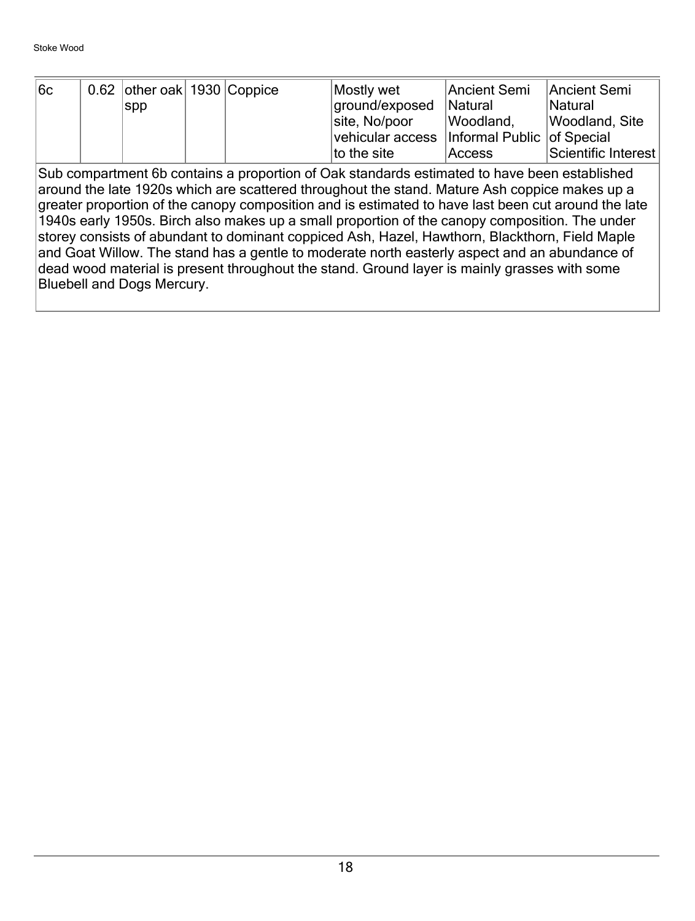| 6c | 0.62 | other oak spp | 1930 | Coppice | Mostly wet ground/exposed site, No/poor vehicular access to the site | Ancient Semi Natural Woodland, Informal Public Access | Ancient Semi Natural Woodland, Site of Special Scientific Interest |
|---|---|---|---|---|---|---|---|

Sub compartment 6b contains a proportion of Oak standards estimated to have been established around the late 1920s which are scattered throughout the stand. Mature Ash coppice makes up a greater proportion of the canopy composition and is estimated to have last been cut around the late 1940s early 1950s. Birch also makes up a small proportion of the canopy composition. The under storey consists of abundant to dominant coppiced Ash, Hazel, Hawthorn, Blackthorn, Field Maple and Goat Willow. The stand has a gentle to moderate north easterly aspect and an abundance of dead wood material is present throughout the stand. Ground layer is mainly grasses with some Bluebell and Dogs Mercury.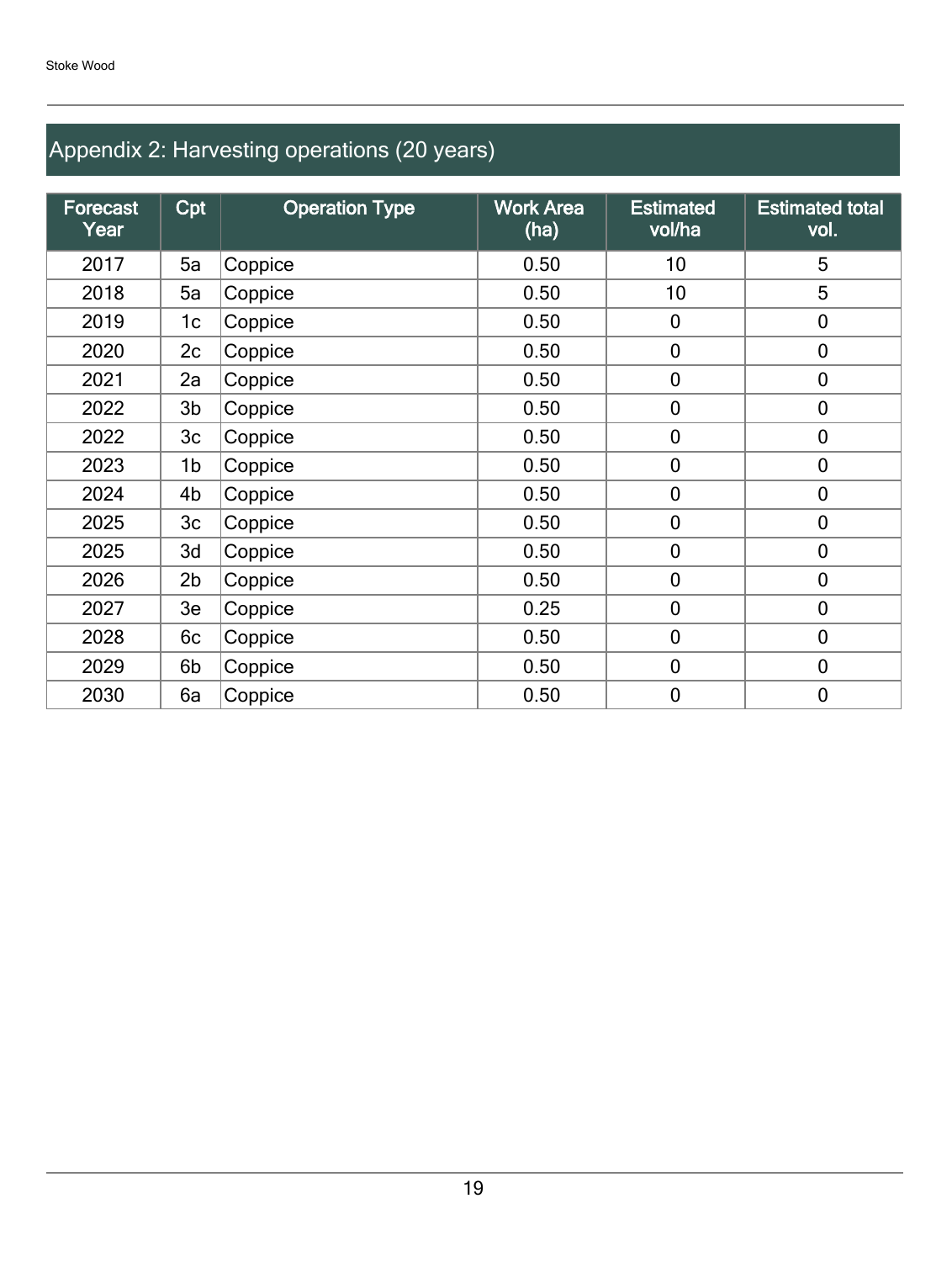## Appendix 2: Harvesting operations (20 years)

| Forecast Year | Cpt | Operation Type | Work Area (ha) | Estimated vol/ha | Estimated total vol. |
|---|---|---|---|---|---|
| 2017 | 5a | Coppice | 0.50 | 10 | 5 |
| 2018 | 5a | Coppice | 0.50 | 10 | 5 |
| 2019 | 1c | Coppice | 0.50 | 0 | 0 |
| 2020 | 2c | Coppice | 0.50 | 0 | 0 |
| 2021 | 2a | Coppice | 0.50 | 0 | 0 |
| 2022 | 3b | Coppice | 0.50 | 0 | 0 |
| 2022 | 3c | Coppice | 0.50 | 0 | 0 |
| 2023 | 1b | Coppice | 0.50 | 0 | 0 |
| 2024 | 4b | Coppice | 0.50 | 0 | 0 |
| 2025 | 3c | Coppice | 0.50 | 0 | 0 |
| 2025 | 3d | Coppice | 0.50 | 0 | 0 |
| 2026 | 2b | Coppice | 0.50 | 0 | 0 |
| 2027 | 3e | Coppice | 0.25 | 0 | 0 |
| 2028 | 6c | Coppice | 0.50 | 0 | 0 |
| 2029 | 6b | Coppice | 0.50 | 0 | 0 |
| 2030 | 6a | Coppice | 0.50 | 0 | 0 |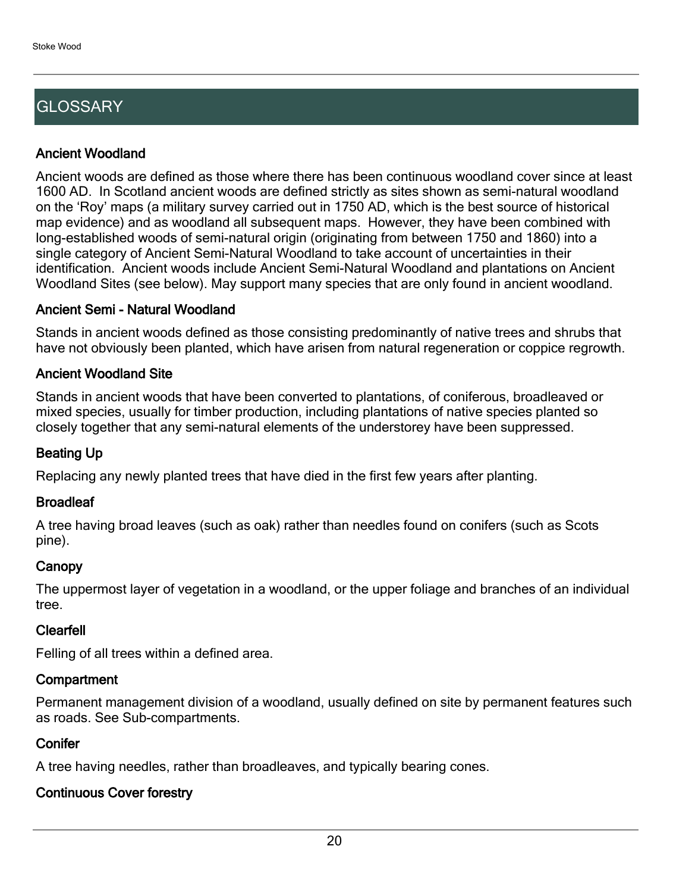## GLOSSARY

### Ancient Woodland

Ancient woods are defined as those where there has been continuous woodland cover since at least 1600 AD. In Scotland ancient woods are defined strictly as sites shown as semi-natural woodland on the 'Roy' maps (a military survey carried out in 1750 AD, which is the best source of historical map evidence) and as woodland all subsequent maps. However, they have been combined with long-established woods of semi-natural origin (originating from between 1750 and 1860) into a single category of Ancient Semi-Natural Woodland to take account of uncertainties in their identification. Ancient woods include Ancient Semi-Natural Woodland and plantations on Ancient Woodland Sites (see below). May support many species that are only found in ancient woodland.

### Ancient Semi - Natural Woodland

Stands in ancient woods defined as those consisting predominantly of native trees and shrubs that have not obviously been planted, which have arisen from natural regeneration or coppice regrowth.

### Ancient Woodland Site

Stands in ancient woods that have been converted to plantations, of coniferous, broadleaved or mixed species, usually for timber production, including plantations of native species planted so closely together that any semi-natural elements of the understorey have been suppressed.

### Beating Up

Replacing any newly planted trees that have died in the first few years after planting.

### Broadleaf

A tree having broad leaves (such as oak) rather than needles found on conifers (such as Scots pine).

### Canopy

The uppermost layer of vegetation in a woodland, or the upper foliage and branches of an individual tree.

### Clearfell

Felling of all trees within a defined area.

### Compartment

Permanent management division of a woodland, usually defined on site by permanent features such as roads. See Sub-compartments.

### Conifer

A tree having needles, rather than broadleaves, and typically bearing cones.

### Continuous Cover forestry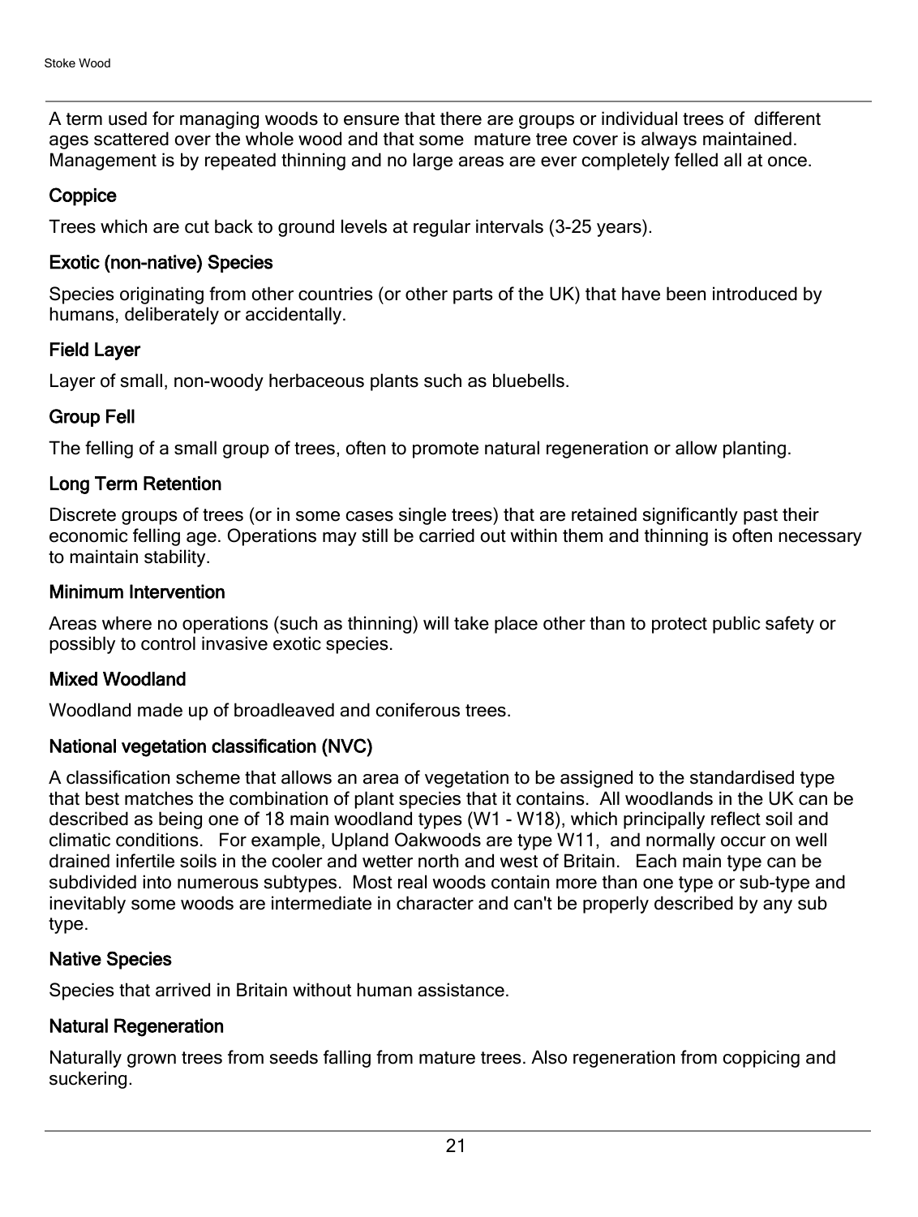A term used for managing woods to ensure that there are groups or individual trees of  different ages scattered over the whole wood and that some  mature tree cover is always maintained. Management is by repeated thinning and no large areas are ever completely felled all at once.

### Coppice

Trees which are cut back to ground levels at regular intervals (3-25 years).

### Exotic (non-native) Species

Species originating from other countries (or other parts of the UK) that have been introduced by humans, deliberately or accidentally.

### Field Layer

Layer of small, non-woody herbaceous plants such as bluebells.

### Group Fell

The felling of a small group of trees, often to promote natural regeneration or allow planting.

### Long Term Retention

Discrete groups of trees (or in some cases single trees) that are retained significantly past their economic felling age. Operations may still be carried out within them and thinning is often necessary to maintain stability.

### Minimum Intervention

Areas where no operations (such as thinning) will take place other than to protect public safety or possibly to control invasive exotic species.

### Mixed Woodland

Woodland made up of broadleaved and coniferous trees.

### National vegetation classification (NVC)

A classification scheme that allows an area of vegetation to be assigned to the standardised type that best matches the combination of plant species that it contains.  All woodlands in the UK can be described as being one of 18 main woodland types (W1 - W18), which principally reflect soil and climatic conditions.   For example, Upland Oakwoods are type W11,  and normally occur on well drained infertile soils in the cooler and wetter north and west of Britain.   Each main type can be subdivided into numerous subtypes.  Most real woods contain more than one type or sub-type and inevitably some woods are intermediate in character and can't be properly described by any sub type.

### Native Species

Species that arrived in Britain without human assistance.

### Natural Regeneration

Naturally grown trees from seeds falling from mature trees. Also regeneration from coppicing and suckering.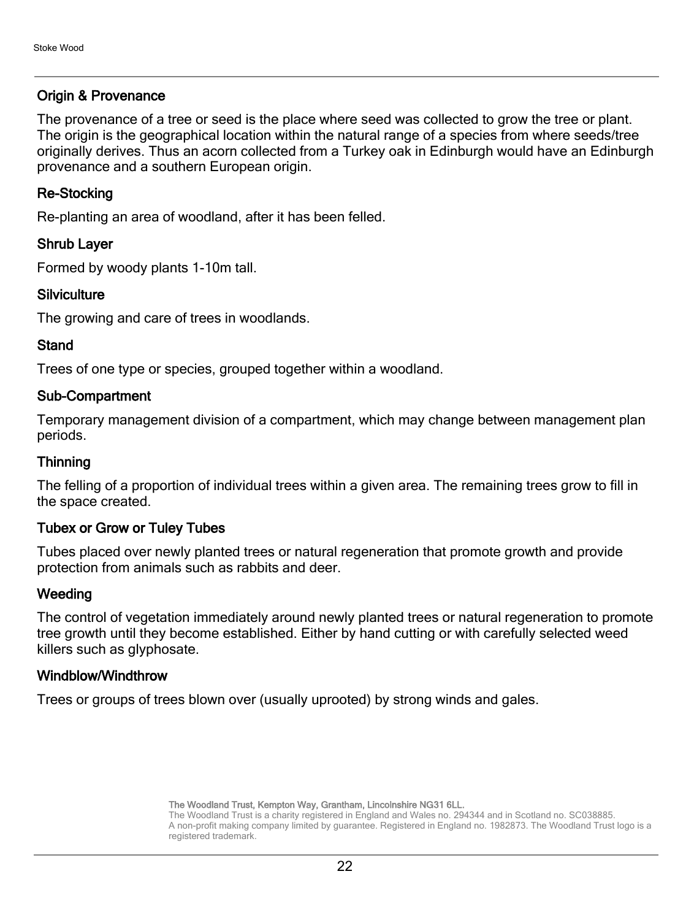### Origin & Provenance

The provenance of a tree or seed is the place where seed was collected to grow the tree or plant. The origin is the geographical location within the natural range of a species from where seeds/tree originally derives. Thus an acorn collected from a Turkey oak in Edinburgh would have an Edinburgh provenance and a southern European origin.

### Re-Stocking

Re-planting an area of woodland, after it has been felled.

### Shrub Layer

Formed by woody plants 1-10m tall.

### Silviculture

The growing and care of trees in woodlands.

### Stand

Trees of one type or species, grouped together within a woodland.

### Sub-Compartment

Temporary management division of a compartment, which may change between management plan periods.

### Thinning

The felling of a proportion of individual trees within a given area. The remaining trees grow to fill in the space created.

### Tubex or Grow or Tuley Tubes

Tubes placed over newly planted trees or natural regeneration that promote growth and provide protection from animals such as rabbits and deer.

### Weeding

The control of vegetation immediately around newly planted trees or natural regeneration to promote tree growth until they become established. Either by hand cutting or with carefully selected weed killers such as glyphosate.

### Windblow/Windthrow

Trees or groups of trees blown over (usually uprooted) by strong winds and gales.